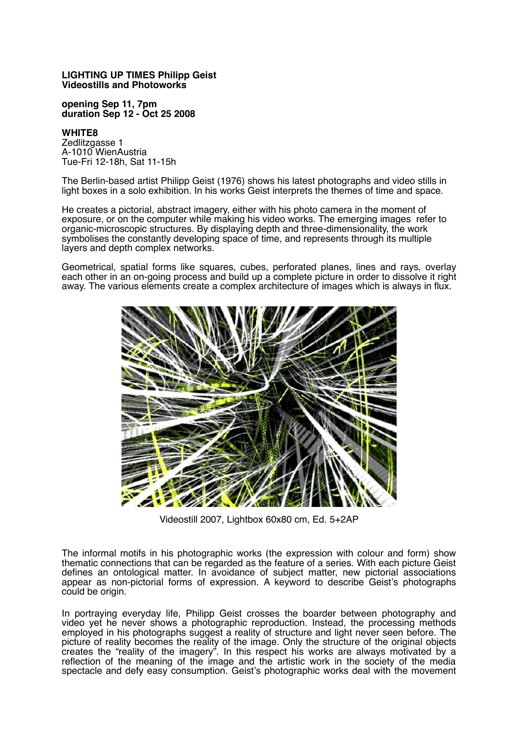**LIGHTING UP TIMES Philipp Geist**
**Videostills and Photoworks**

**opening Sep 11, 7pm**
**duration Sep 12 - Oct 25 2008**

**WHITE8**
Zedlitzgasse 1
A-1010 WienAustria
Tue-Fri 12-18h, Sat 11-15h

The Berlin-based artist Philipp Geist (1976) shows his latest photographs and video stills in light boxes in a solo exhibition. In his works Geist interprets the themes of time and space.

He creates a pictorial, abstract imagery, either with his photo camera in the moment of exposure, or on the computer while making his video works. The emerging images refer to organic-microscopic structures. By displaying depth and three-dimensionality, the work symbolises the constantly developing space of time, and represents through its multiple layers and depth complex networks.

Geometrical, spatial forms like squares, cubes, perforated planes, lines and rays, overlay each other in an on-going process and build up a complete picture in order to dissolve it right away. The various elements create a complex architecture of images which is always in flux.

Videostill 2007, Lightbox 60x80 cm, Ed. 5+2AP

The informal motifs in his photographic works (the expression with colour and form) show thematic connections that can be regarded as the feature of a series. With each picture Geist defines an ontological matter. In avoidance of subject matter, new pictorial associations appear as non-pictorial forms of expression. A keyword to describe Geist's photographs could be origin.

In portraying everyday life, Philipp Geist crosses the boarder between photography and video yet he never shows a photographic reproduction. Instead, the processing methods employed in his photographs suggest a reality of structure and light never seen before. The picture of reality becomes the reality of the image. Only the structure of the original objects creates the "reality of the imagery". In this respect his works are always motivated by a reflection of the meaning of the image and the artistic work in the society of the media spectacle and defy easy consumption. Geist's photographic works deal with the movement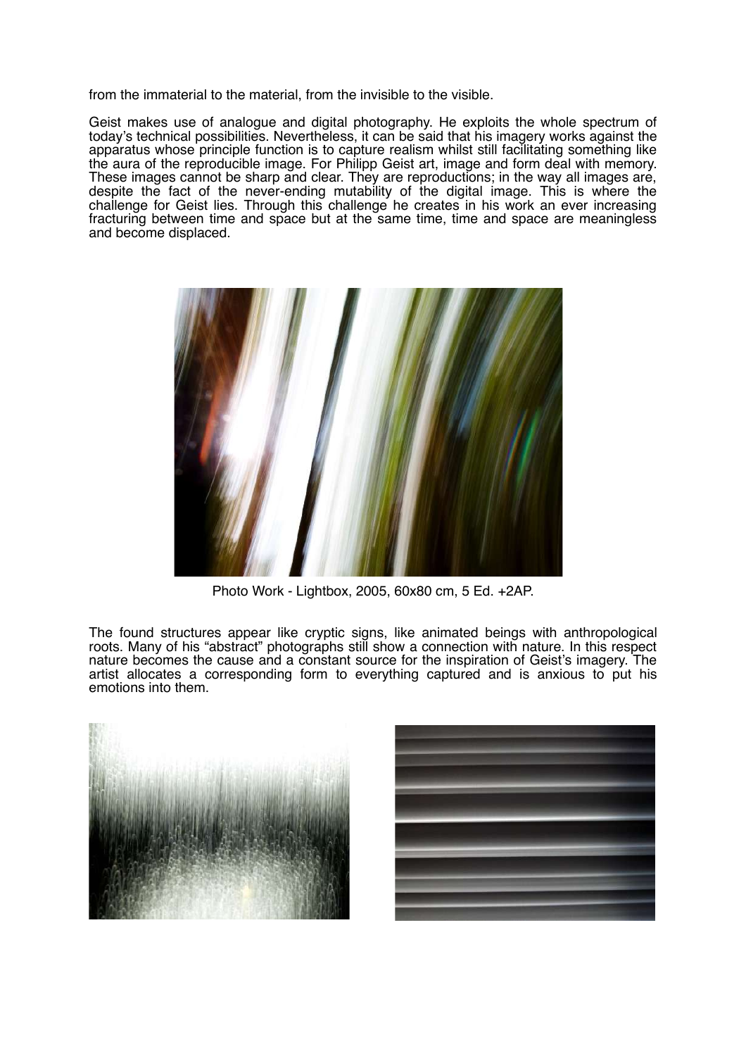from the immaterial to the material, from the invisible to the visible.

Geist makes use of analogue and digital photography. He exploits the whole spectrum of today's technical possibilities. Nevertheless, it can be said that his imagery works against the apparatus whose principle function is to capture realism whilst still facilitating something like the aura of the reproducible image. For Philipp Geist art, image and form deal with memory. These images cannot be sharp and clear. They are reproductions; in the way all images are, despite the fact of the never-ending mutability of the digital image. This is where the challenge for Geist lies. Through this challenge he creates in his work an ever increasing fracturing between time and space but at the same time, time and space are meaningless and become displaced.

Photo Work - Lightbox, 2005, 60x80 cm, 5 Ed. +2AP.

The found structures appear like cryptic signs, like animated beings with anthropological roots. Many of his "abstract" photographs still show a connection with nature. In this respect nature becomes the cause and a constant source for the inspiration of Geist's imagery. The artist allocates a corresponding form to everything captured and is anxious to put his emotions into them.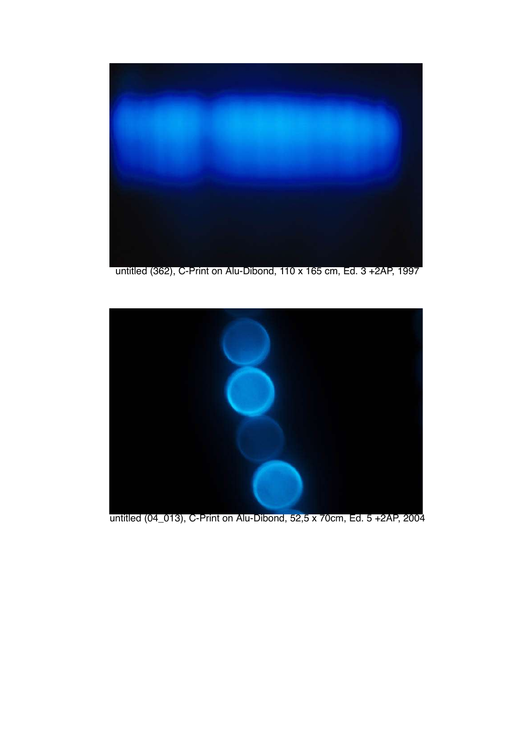untitled (362), C-Print on Alu-Dibond, 110 x 165 cm, Ed. 3 +2AP, 1997

untitled (04_013), C-Print on Alu-Dibond, 52,5 x 70cm, Ed. 5 +2AP, 2004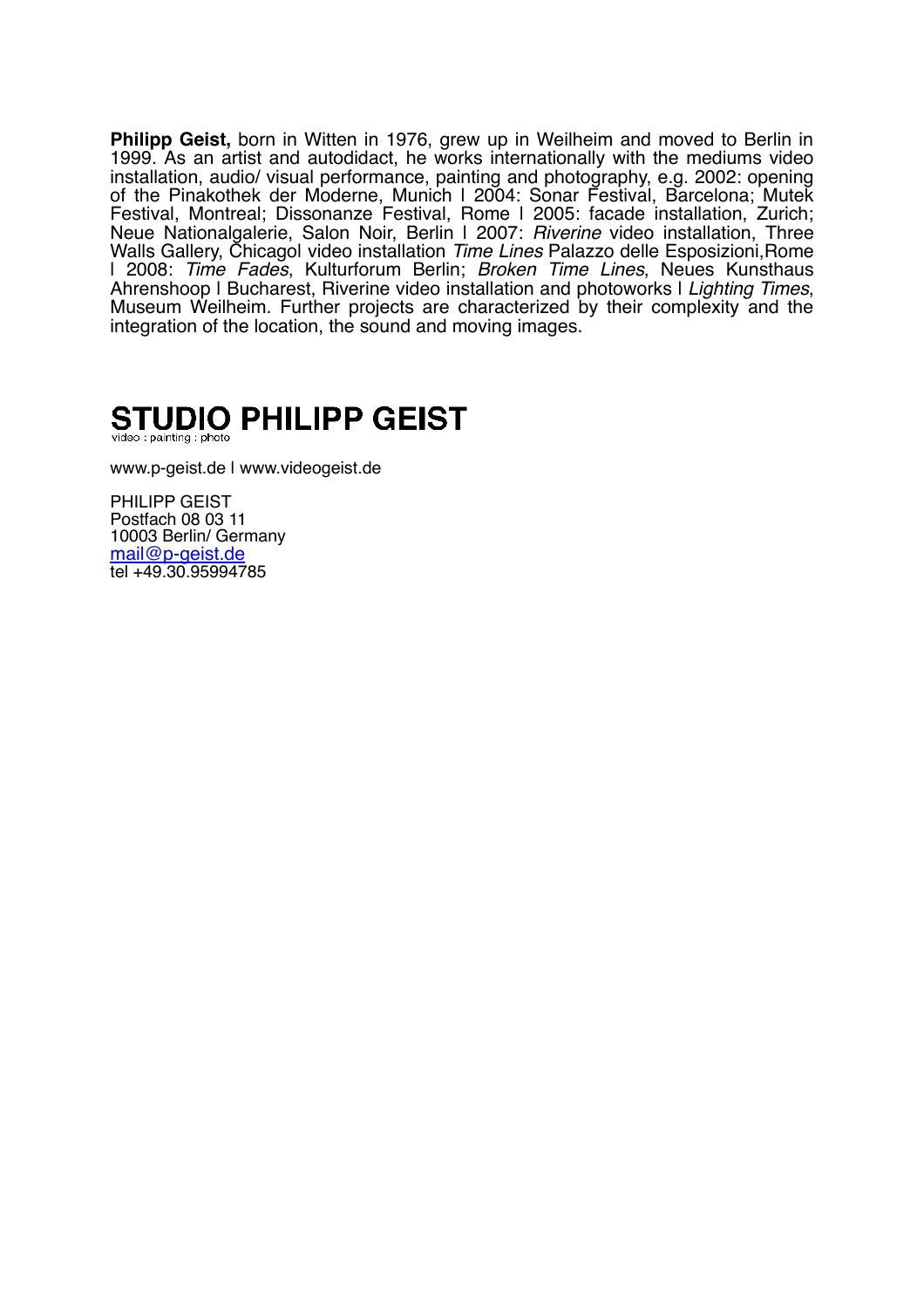**Philipp Geist,** born in Witten in 1976, grew up in Weilheim and moved to Berlin in 1999. As an artist and autodidact, he works internationally with the mediums video installation, audio/ visual performance, painting and photography, e.g. 2002: opening of the Pinakothek der Moderne, Munich l 2004: Sonar Festival, Barcelona; Mutek Festival, Montreal; Dissonanze Festival, Rome l 2005: facade installation, Zurich; Neue Nationalgalerie, Salon Noir, Berlin l 2007: *Riverine* video installation, Three Walls Gallery, Chicagol video installation *Time Lines* Palazzo delle Esposizioni,Rome l 2008: *Time Fades*, Kulturforum Berlin; *Broken Time Lines*, Neues Kunsthaus Ahrenshoop l Bucharest, Riverine video installation and photoworks l *Lighting Times*, Museum Weilheim. Further projects are characterized by their complexity and the integration of the location, the sound and moving images.

# STUDIO PHILIPP GEIST

video : painting : photo

www.p-geist.de l www.videogeist.de

PHILIPP GEIST
Postfach 08 03 11
10003 Berlin/ Germany
mail@p-geist.de
tel +49.30.95994785